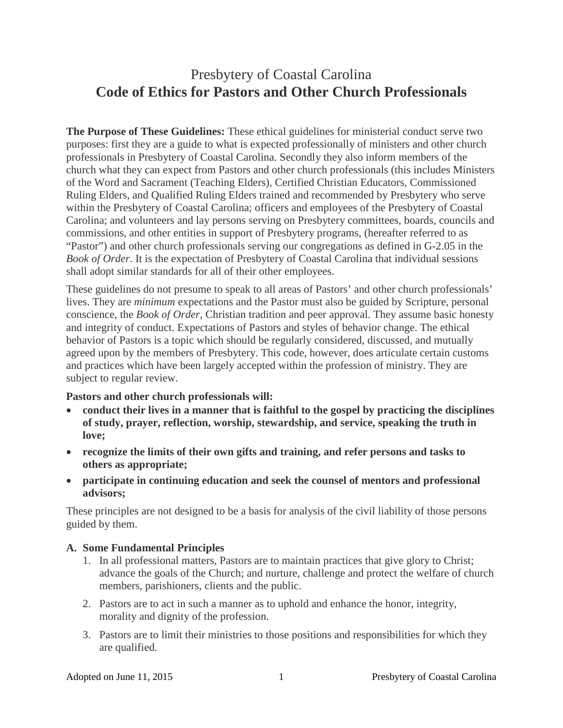# Presbytery of Coastal Carolina
# **Code of Ethics for Pastors and Other Church Professionals**

**The Purpose of These Guidelines:** These ethical guidelines for ministerial conduct serve two purposes: first they are a guide to what is expected professionally of ministers and other church professionals in Presbytery of Coastal Carolina. Secondly they also inform members of the church what they can expect from Pastors and other church professionals (this includes Ministers of the Word and Sacrament (Teaching Elders), Certified Christian Educators, Commissioned Ruling Elders, and Qualified Ruling Elders trained and recommended by Presbytery who serve within the Presbytery of Coastal Carolina; officers and employees of the Presbytery of Coastal Carolina; and volunteers and lay persons serving on Presbytery committees, boards, councils and commissions, and other entities in support of Presbytery programs, (hereafter referred to as "Pastor") and other church professionals serving our congregations as defined in G-2.05 in the *Book of Order*. It is the expectation of Presbytery of Coastal Carolina that individual sessions shall adopt similar standards for all of their other employees.

These guidelines do not presume to speak to all areas of Pastors' and other church professionals' lives. They are *minimum* expectations and the Pastor must also be guided by Scripture, personal conscience, the *Book of Order*, Christian tradition and peer approval. They assume basic honesty and integrity of conduct. Expectations of Pastors and styles of behavior change. The ethical behavior of Pastors is a topic which should be regularly considered, discussed, and mutually agreed upon by the members of Presbytery. This code, however, does articulate certain customs and practices which have been largely accepted within the profession of ministry. They are subject to regular review.

**Pastors and other church professionals will:**

- **conduct their lives in a manner that is faithful to the gospel by practicing the disciplines of study, prayer, reflection, worship, stewardship, and service, speaking the truth in love;**
- **recognize the limits of their own gifts and training, and refer persons and tasks to others as appropriate;**
- **participate in continuing education and seek the counsel of mentors and professional advisors;**

These principles are not designed to be a basis for analysis of the civil liability of those persons guided by them.

### A. Some Fundamental Principles

1. In all professional matters, Pastors are to maintain practices that give glory to Christ; advance the goals of the Church; and nurture, challenge and protect the welfare of church members, parishioners, clients and the public.
2. Pastors are to act in such a manner as to uphold and enhance the honor, integrity, morality and dignity of the profession.
3. Pastors are to limit their ministries to those positions and responsibilities for which they are qualified.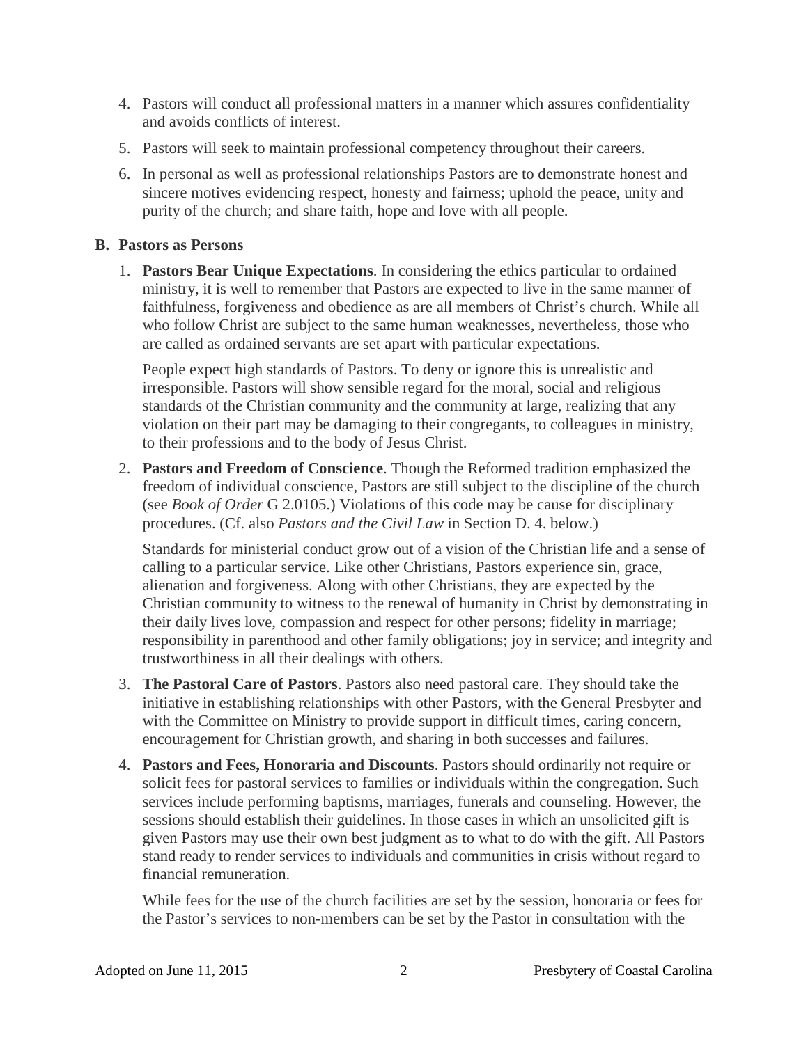4. Pastors will conduct all professional matters in a manner which assures confidentiality and avoids conflicts of interest.
5. Pastors will seek to maintain professional competency throughout their careers.
6. In personal as well as professional relationships Pastors are to demonstrate honest and sincere motives evidencing respect, honesty and fairness; uphold the peace, unity and purity of the church; and share faith, hope and love with all people.

## B. Pastors as Persons

1. **Pastors Bear Unique Expectations**. In considering the ethics particular to ordained ministry, it is well to remember that Pastors are expected to live in the same manner of faithfulness, forgiveness and obedience as are all members of Christ's church. While all who follow Christ are subject to the same human weaknesses, nevertheless, those who are called as ordained servants are set apart with particular expectations.

   People expect high standards of Pastors. To deny or ignore this is unrealistic and irresponsible. Pastors will show sensible regard for the moral, social and religious standards of the Christian community and the community at large, realizing that any violation on their part may be damaging to their congregants, to colleagues in ministry, to their professions and to the body of Jesus Christ.

2. **Pastors and Freedom of Conscience**. Though the Reformed tradition emphasized the freedom of individual conscience, Pastors are still subject to the discipline of the church (see *Book of Order* G 2.0105.) Violations of this code may be cause for disciplinary procedures. (Cf. also *Pastors and the Civil Law* in Section D. 4. below.)

   Standards for ministerial conduct grow out of a vision of the Christian life and a sense of calling to a particular service. Like other Christians, Pastors experience sin, grace, alienation and forgiveness. Along with other Christians, they are expected by the Christian community to witness to the renewal of humanity in Christ by demonstrating in their daily lives love, compassion and respect for other persons; fidelity in marriage; responsibility in parenthood and other family obligations; joy in service; and integrity and trustworthiness in all their dealings with others.

3. **The Pastoral Care of Pastors**. Pastors also need pastoral care. They should take the initiative in establishing relationships with other Pastors, with the General Presbyter and with the Committee on Ministry to provide support in difficult times, caring concern, encouragement for Christian growth, and sharing in both successes and failures.

4. **Pastors and Fees, Honoraria and Discounts**. Pastors should ordinarily not require or solicit fees for pastoral services to families or individuals within the congregation. Such services include performing baptisms, marriages, funerals and counseling. However, the sessions should establish their guidelines. In those cases in which an unsolicited gift is given Pastors may use their own best judgment as to what to do with the gift. All Pastors stand ready to render services to individuals and communities in crisis without regard to financial remuneration.

   While fees for the use of the church facilities are set by the session, honoraria or fees for the Pastor's services to non-members can be set by the Pastor in consultation with the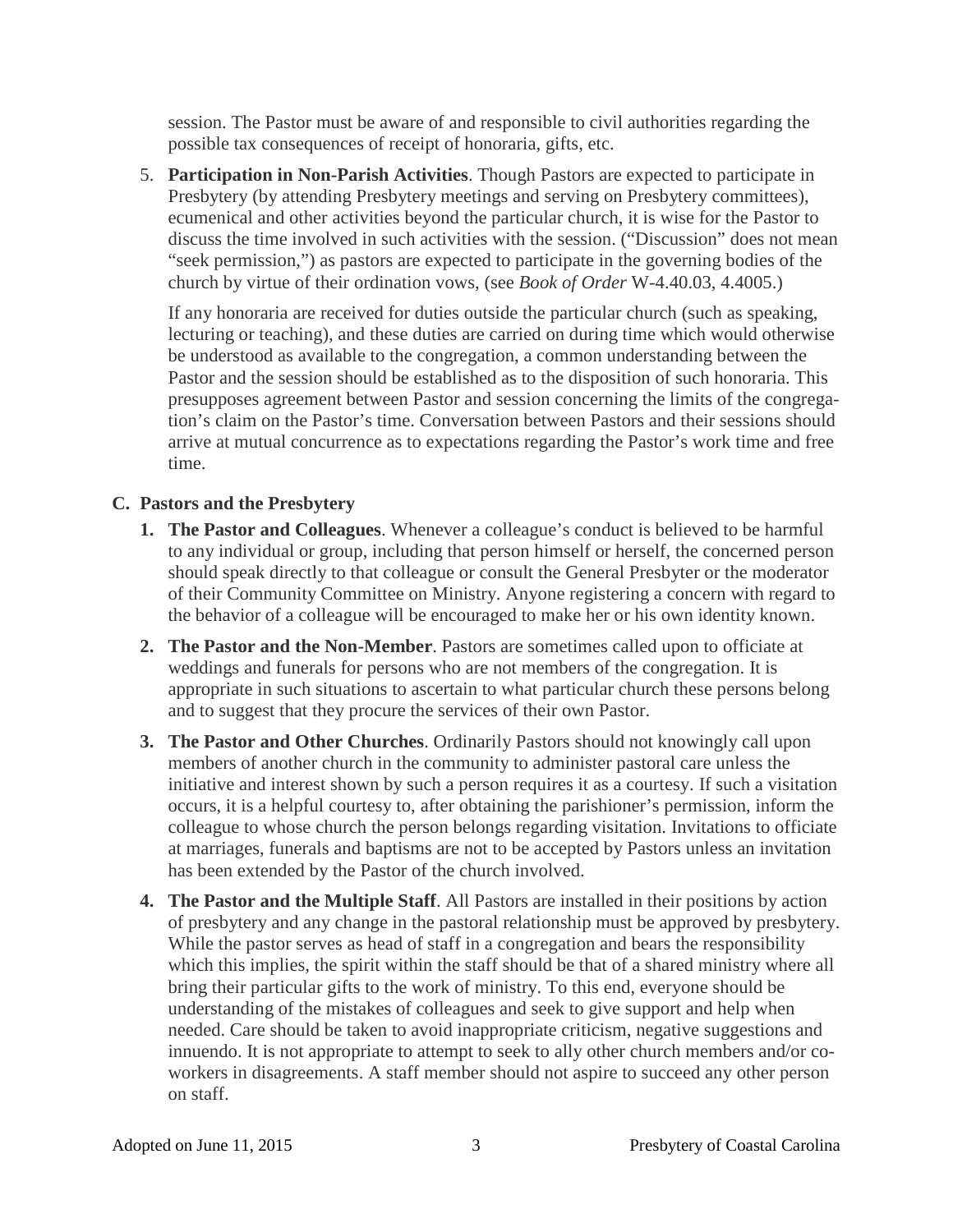session. The Pastor must be aware of and responsible to civil authorities regarding the possible tax consequences of receipt of honoraria, gifts, etc.

5. **Participation in Non-Parish Activities**. Though Pastors are expected to participate in Presbytery (by attending Presbytery meetings and serving on Presbytery committees), ecumenical and other activities beyond the particular church, it is wise for the Pastor to discuss the time involved in such activities with the session. ("Discussion" does not mean "seek permission,") as pastors are expected to participate in the governing bodies of the church by virtue of their ordination vows, (see *Book of Order* W-4.40.03, 4.4005.)

   If any honoraria are received for duties outside the particular church (such as speaking, lecturing or teaching), and these duties are carried on during time which would otherwise be understood as available to the congregation, a common understanding between the Pastor and the session should be established as to the disposition of such honoraria. This presupposes agreement between Pastor and session concerning the limits of the congregation's claim on the Pastor's time. Conversation between Pastors and their sessions should arrive at mutual concurrence as to expectations regarding the Pastor's work time and free time.

## C. Pastors and the Presbytery

1. **The Pastor and Colleagues**. Whenever a colleague's conduct is believed to be harmful to any individual or group, including that person himself or herself, the concerned person should speak directly to that colleague or consult the General Presbyter or the moderator of their Community Committee on Ministry. Anyone registering a concern with regard to the behavior of a colleague will be encouraged to make her or his own identity known.

2. **The Pastor and the Non-Member**. Pastors are sometimes called upon to officiate at weddings and funerals for persons who are not members of the congregation. It is appropriate in such situations to ascertain to what particular church these persons belong and to suggest that they procure the services of their own Pastor.

3. **The Pastor and Other Churches**. Ordinarily Pastors should not knowingly call upon members of another church in the community to administer pastoral care unless the initiative and interest shown by such a person requires it as a courtesy. If such a visitation occurs, it is a helpful courtesy to, after obtaining the parishioner's permission, inform the colleague to whose church the person belongs regarding visitation. Invitations to officiate at marriages, funerals and baptisms are not to be accepted by Pastors unless an invitation has been extended by the Pastor of the church involved.

4. **The Pastor and the Multiple Staff**. All Pastors are installed in their positions by action of presbytery and any change in the pastoral relationship must be approved by presbytery. While the pastor serves as head of staff in a congregation and bears the responsibility which this implies, the spirit within the staff should be that of a shared ministry where all bring their particular gifts to the work of ministry. To this end, everyone should be understanding of the mistakes of colleagues and seek to give support and help when needed. Care should be taken to avoid inappropriate criticism, negative suggestions and innuendo. It is not appropriate to attempt to seek to ally other church members and/or co-workers in disagreements. A staff member should not aspire to succeed any other person on staff.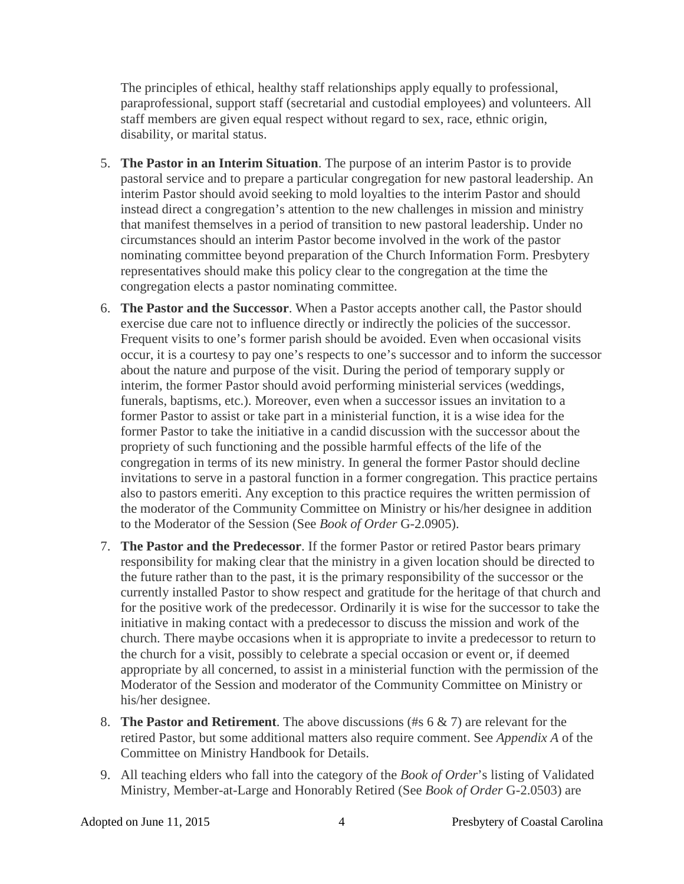The principles of ethical, healthy staff relationships apply equally to professional, paraprofessional, support staff (secretarial and custodial employees) and volunteers. All staff members are given equal respect without regard to sex, race, ethnic origin, disability, or marital status.

5. **The Pastor in an Interim Situation**. The purpose of an interim Pastor is to provide pastoral service and to prepare a particular congregation for new pastoral leadership. An interim Pastor should avoid seeking to mold loyalties to the interim Pastor and should instead direct a congregation's attention to the new challenges in mission and ministry that manifest themselves in a period of transition to new pastoral leadership. Under no circumstances should an interim Pastor become involved in the work of the pastor nominating committee beyond preparation of the Church Information Form. Presbytery representatives should make this policy clear to the congregation at the time the congregation elects a pastor nominating committee.

6. **The Pastor and the Successor**. When a Pastor accepts another call, the Pastor should exercise due care not to influence directly or indirectly the policies of the successor. Frequent visits to one's former parish should be avoided. Even when occasional visits occur, it is a courtesy to pay one's respects to one's successor and to inform the successor about the nature and purpose of the visit. During the period of temporary supply or interim, the former Pastor should avoid performing ministerial services (weddings, funerals, baptisms, etc.). Moreover, even when a successor issues an invitation to a former Pastor to assist or take part in a ministerial function, it is a wise idea for the former Pastor to take the initiative in a candid discussion with the successor about the propriety of such functioning and the possible harmful effects of the life of the congregation in terms of its new ministry. In general the former Pastor should decline invitations to serve in a pastoral function in a former congregation. This practice pertains also to pastors emeriti. Any exception to this practice requires the written permission of the moderator of the Community Committee on Ministry or his/her designee in addition to the Moderator of the Session (See *Book of Order* G-2.0905).

7. **The Pastor and the Predecessor**. If the former Pastor or retired Pastor bears primary responsibility for making clear that the ministry in a given location should be directed to the future rather than to the past, it is the primary responsibility of the successor or the currently installed Pastor to show respect and gratitude for the heritage of that church and for the positive work of the predecessor. Ordinarily it is wise for the successor to take the initiative in making contact with a predecessor to discuss the mission and work of the church. There maybe occasions when it is appropriate to invite a predecessor to return to the church for a visit, possibly to celebrate a special occasion or event or, if deemed appropriate by all concerned, to assist in a ministerial function with the permission of the Moderator of the Session and moderator of the Community Committee on Ministry or his/her designee.

8. **The Pastor and Retirement**. The above discussions (#s 6 & 7) are relevant for the retired Pastor, but some additional matters also require comment. See *Appendix A* of the Committee on Ministry Handbook for Details.

9. All teaching elders who fall into the category of the *Book of Order*'s listing of Validated Ministry, Member-at-Large and Honorably Retired (See *Book of Order* G-2.0503) are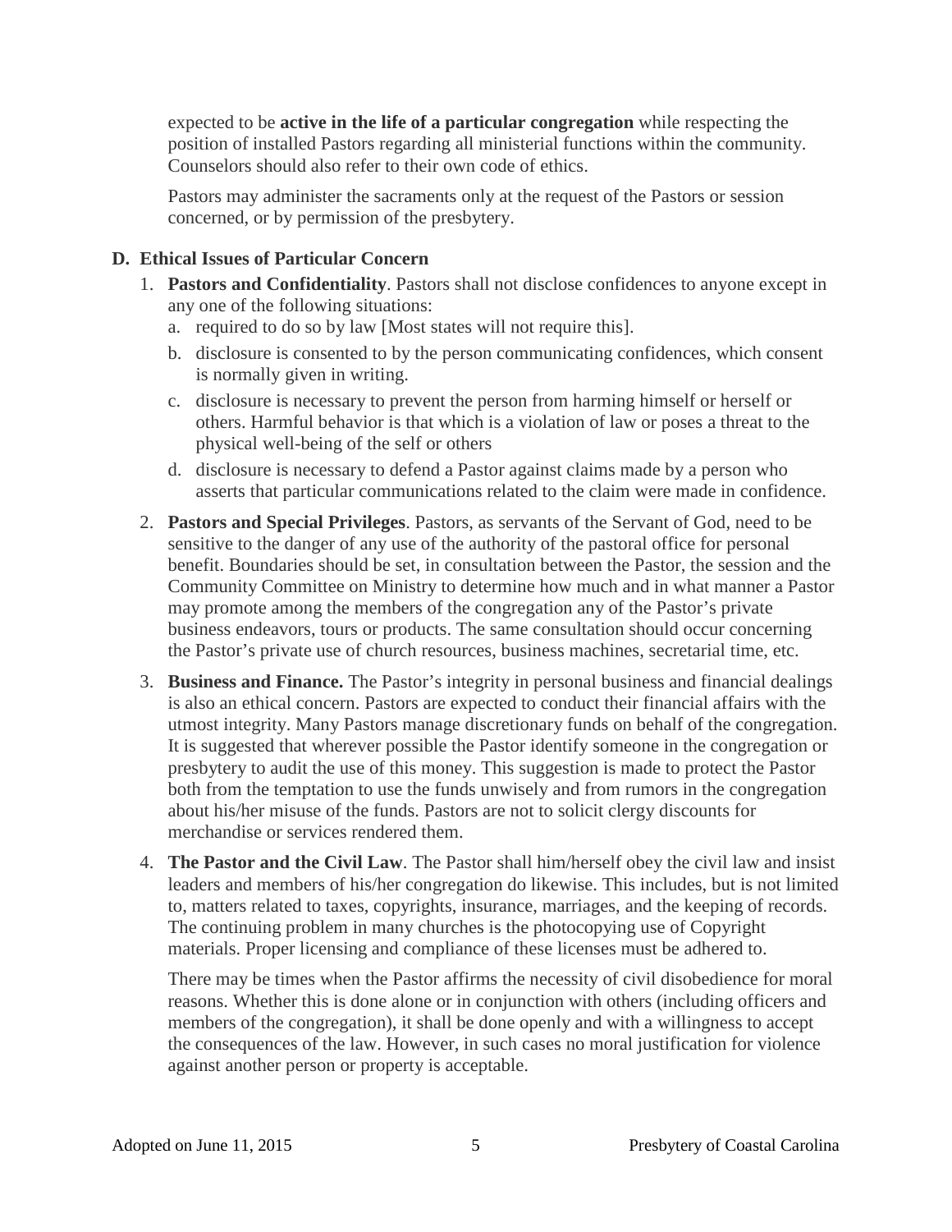expected to be **active in the life of a particular congregation** while respecting the position of installed Pastors regarding all ministerial functions within the community. Counselors should also refer to their own code of ethics.

Pastors may administer the sacraments only at the request of the Pastors or session concerned, or by permission of the presbytery.

### D. Ethical Issues of Particular Concern

1. **Pastors and Confidentiality**. Pastors shall not disclose confidences to anyone except in any one of the following situations:
   a. required to do so by law [Most states will not require this].
   b. disclosure is consented to by the person communicating confidences, which consent is normally given in writing.
   c. disclosure is necessary to prevent the person from harming himself or herself or others. Harmful behavior is that which is a violation of law or poses a threat to the physical well-being of the self or others
   d. disclosure is necessary to defend a Pastor against claims made by a person who asserts that particular communications related to the claim were made in confidence.

2. **Pastors and Special Privileges**. Pastors, as servants of the Servant of God, need to be sensitive to the danger of any use of the authority of the pastoral office for personal benefit. Boundaries should be set, in consultation between the Pastor, the session and the Community Committee on Ministry to determine how much and in what manner a Pastor may promote among the members of the congregation any of the Pastor's private business endeavors, tours or products. The same consultation should occur concerning the Pastor's private use of church resources, business machines, secretarial time, etc.

3. **Business and Finance.** The Pastor's integrity in personal business and financial dealings is also an ethical concern. Pastors are expected to conduct their financial affairs with the utmost integrity. Many Pastors manage discretionary funds on behalf of the congregation. It is suggested that wherever possible the Pastor identify someone in the congregation or presbytery to audit the use of this money. This suggestion is made to protect the Pastor both from the temptation to use the funds unwisely and from rumors in the congregation about his/her misuse of the funds. Pastors are not to solicit clergy discounts for merchandise or services rendered them.

4. **The Pastor and the Civil Law**. The Pastor shall him/herself obey the civil law and insist leaders and members of his/her congregation do likewise. This includes, but is not limited to, matters related to taxes, copyrights, insurance, marriages, and the keeping of records. The continuing problem in many churches is the photocopying use of Copyright materials. Proper licensing and compliance of these licenses must be adhered to.

   There may be times when the Pastor affirms the necessity of civil disobedience for moral reasons. Whether this is done alone or in conjunction with others (including officers and members of the congregation), it shall be done openly and with a willingness to accept the consequences of the law. However, in such cases no moral justification for violence against another person or property is acceptable.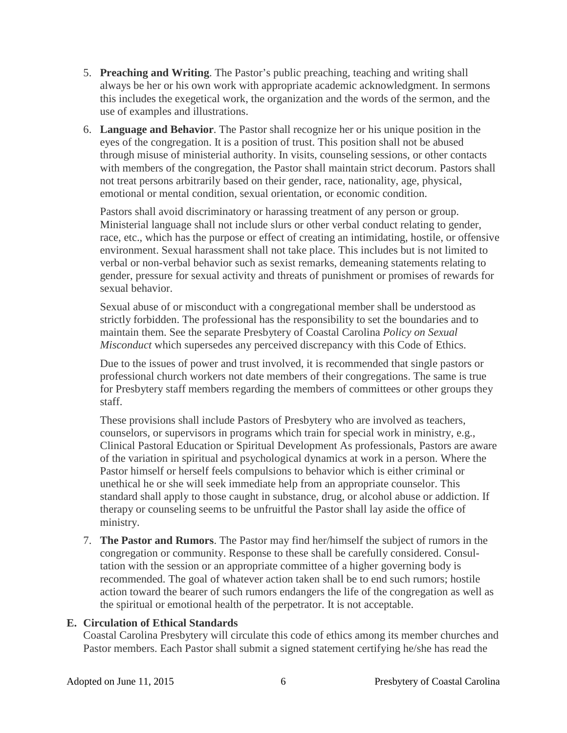5. **Preaching and Writing**. The Pastor's public preaching, teaching and writing shall always be her or his own work with appropriate academic acknowledgment. In sermons this includes the exegetical work, the organization and the words of the sermon, and the use of examples and illustrations.

6. **Language and Behavior**. The Pastor shall recognize her or his unique position in the eyes of the congregation. It is a position of trust. This position shall not be abused through misuse of ministerial authority. In visits, counseling sessions, or other contacts with members of the congregation, the Pastor shall maintain strict decorum. Pastors shall not treat persons arbitrarily based on their gender, race, nationality, age, physical, emotional or mental condition, sexual orientation, or economic condition.

   Pastors shall avoid discriminatory or harassing treatment of any person or group. Ministerial language shall not include slurs or other verbal conduct relating to gender, race, etc., which has the purpose or effect of creating an intimidating, hostile, or offensive environment. Sexual harassment shall not take place. This includes but is not limited to verbal or non-verbal behavior such as sexist remarks, demeaning statements relating to gender, pressure for sexual activity and threats of punishment or promises of rewards for sexual behavior.

   Sexual abuse of or misconduct with a congregational member shall be understood as strictly forbidden. The professional has the responsibility to set the boundaries and to maintain them. See the separate Presbytery of Coastal Carolina *Policy on Sexual Misconduct* which supersedes any perceived discrepancy with this Code of Ethics.

   Due to the issues of power and trust involved, it is recommended that single pastors or professional church workers not date members of their congregations. The same is true for Presbytery staff members regarding the members of committees or other groups they staff.

   These provisions shall include Pastors of Presbytery who are involved as teachers, counselors, or supervisors in programs which train for special work in ministry, e.g., Clinical Pastoral Education or Spiritual Development As professionals, Pastors are aware of the variation in spiritual and psychological dynamics at work in a person. Where the Pastor himself or herself feels compulsions to behavior which is either criminal or unethical he or she will seek immediate help from an appropriate counselor. This standard shall apply to those caught in substance, drug, or alcohol abuse or addiction. If therapy or counseling seems to be unfruitful the Pastor shall lay aside the office of ministry.

7. **The Pastor and Rumors**. The Pastor may find her/himself the subject of rumors in the congregation or community. Response to these shall be carefully considered. Consultation with the session or an appropriate committee of a higher governing body is recommended. The goal of whatever action taken shall be to end such rumors; hostile action toward the bearer of such rumors endangers the life of the congregation as well as the spiritual or emotional health of the perpetrator. It is not acceptable.

## E. Circulation of Ethical Standards

Coastal Carolina Presbytery will circulate this code of ethics among its member churches and Pastor members. Each Pastor shall submit a signed statement certifying he/she has read the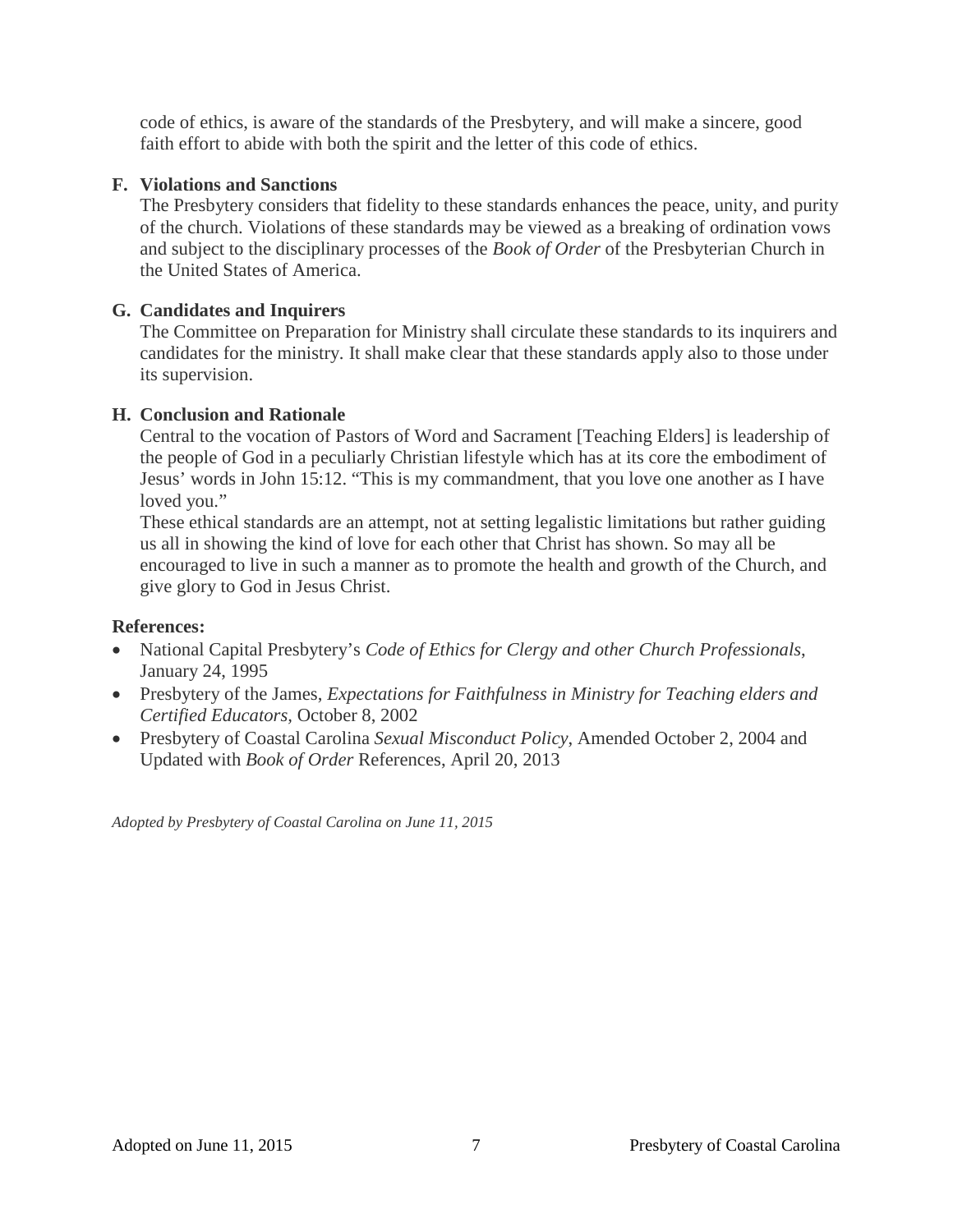code of ethics, is aware of the standards of the Presbytery, and will make a sincere, good faith effort to abide with both the spirit and the letter of this code of ethics.

**F. Violations and Sanctions**

The Presbytery considers that fidelity to these standards enhances the peace, unity, and purity of the church. Violations of these standards may be viewed as a breaking of ordination vows and subject to the disciplinary processes of the *Book of Order* of the Presbyterian Church in the United States of America.

**G. Candidates and Inquirers**

The Committee on Preparation for Ministry shall circulate these standards to its inquirers and candidates for the ministry. It shall make clear that these standards apply also to those under its supervision.

**H. Conclusion and Rationale**

Central to the vocation of Pastors of Word and Sacrament [Teaching Elders] is leadership of the people of God in a peculiarly Christian lifestyle which has at its core the embodiment of Jesus' words in John 15:12. "This is my commandment, that you love one another as I have loved you."

These ethical standards are an attempt, not at setting legalistic limitations but rather guiding us all in showing the kind of love for each other that Christ has shown. So may all be encouraged to live in such a manner as to promote the health and growth of the Church, and give glory to God in Jesus Christ.

**References:**

- National Capital Presbytery's *Code of Ethics for Clergy and other Church Professionals*, January 24, 1995
- Presbytery of the James, *Expectations for Faithfulness in Ministry for Teaching elders and Certified Educators*, October 8, 2002
- Presbytery of Coastal Carolina *Sexual Misconduct Policy*, Amended October 2, 2004 and Updated with *Book of Order* References, April 20, 2013

*Adopted by Presbytery of Coastal Carolina on June 11, 2015*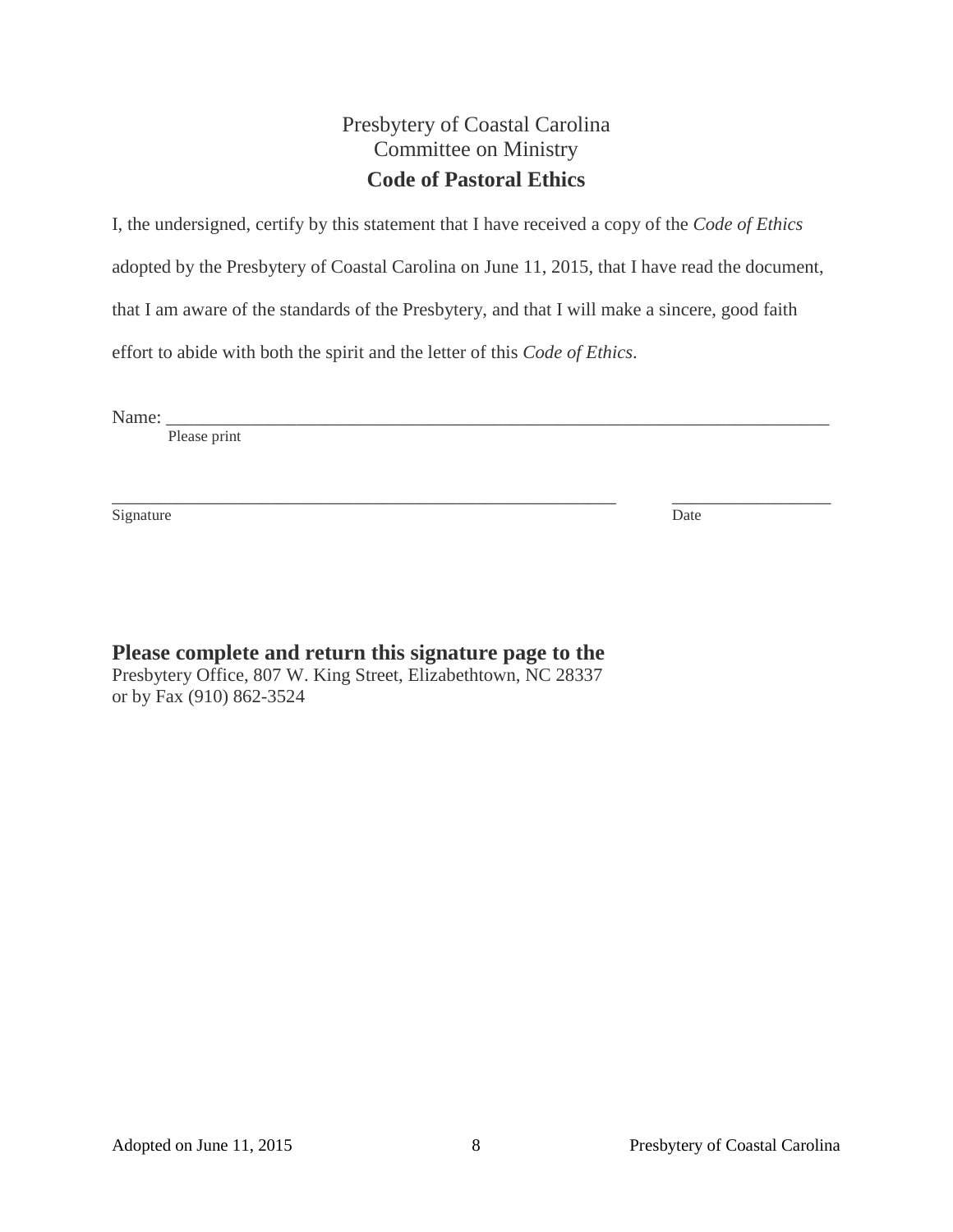# Presbytery of Coastal Carolina
## Committee on Ministry
## **Code of Pastoral Ethics**

I, the undersigned, certify by this statement that I have received a copy of the *Code of Ethics* adopted by the Presbytery of Coastal Carolina on June 11, 2015, that I have read the document, that I am aware of the standards of the Presbytery, and that I will make a sincere, good faith effort to abide with both the spirit and the letter of this *Code of Ethics*.

Name: ___________________________________________________________________________
Please print

_____________________________________________________________ __________________
Signature Date

**Please complete and return this signature page to the**
Presbytery Office, 807 W. King Street, Elizabethtown, NC 28337
or by Fax (910) 862-3524